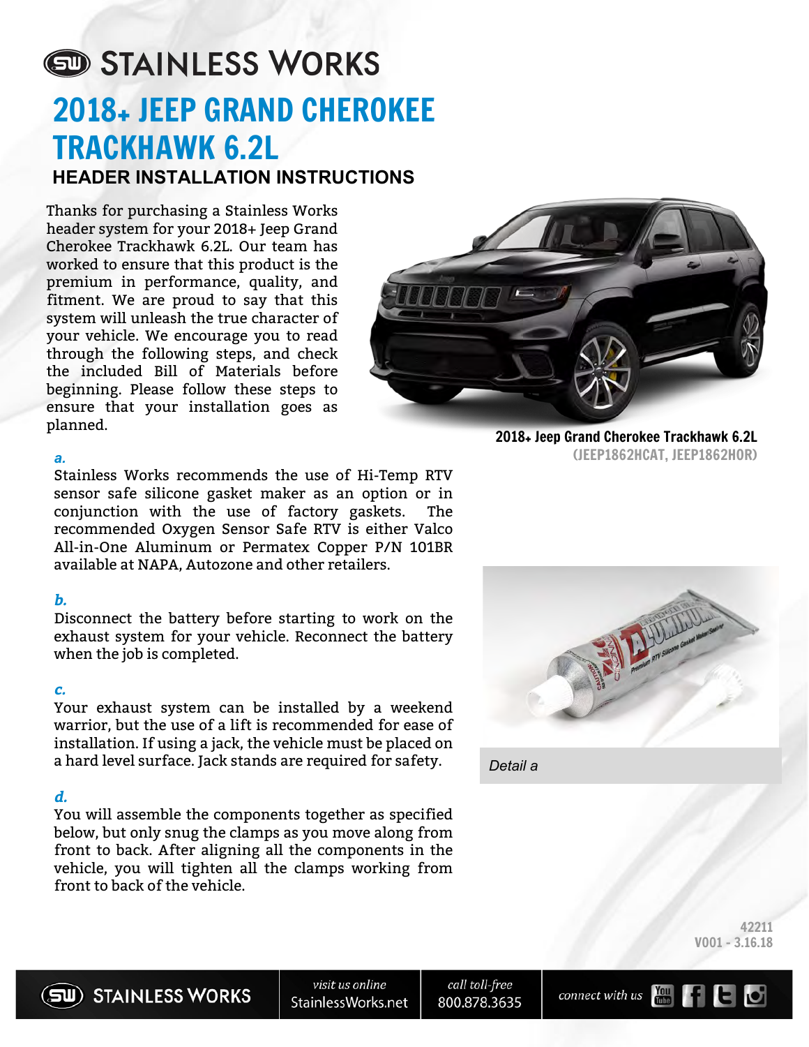# STAINLESS WORKS

# 2018+ JEEP GRAND CHEROKEE TRACKHAWK 6.2L

## HEADER INSTALLATION INSTRUCTIONS

Thanks for purchasing a Stainless Works header system for your 2018+ Jeep Grand Cherokee Trackhawk 6.2L. Our team has worked to ensure that this product is the premium in performance, quality, and fitment. We are proud to say that this system will unleash the true character of your vehicle. We encourage you to read through the following steps, and check the included Bill of Materials before beginning. Please follow these steps to ensure that your installation goes as planned.

**2018+ Jeep Grand Cherokee Trackhawk 6.2L**
(JEEP1862HCAT, JEEP1862HOR)

***a.***
Stainless Works recommends the use of Hi-Temp RTV sensor safe silicone gasket maker as an option or in conjunction with the use of factory gaskets. The recommended Oxygen Sensor Safe RTV is either Valco All-in-One Aluminum or Permatex Copper P/N 101BR available at NAPA, Autozone and other retailers.

*Detail a*

***b.***
Disconnect the battery before starting to work on the exhaust system for your vehicle. Reconnect the battery when the job is completed.

***c.***
Your exhaust system can be installed by a weekend warrior, but the use of a lift is recommended for ease of installation. If using a jack, the vehicle must be placed on a hard level surface. Jack stands are required for safety.

***d.***
You will assemble the components together as specified below, but only snug the clamps as you move along from front to back. After aligning all the components in the vehicle, you will tighten all the clamps working from front to back of the vehicle.

42211
V001 - 3.16.18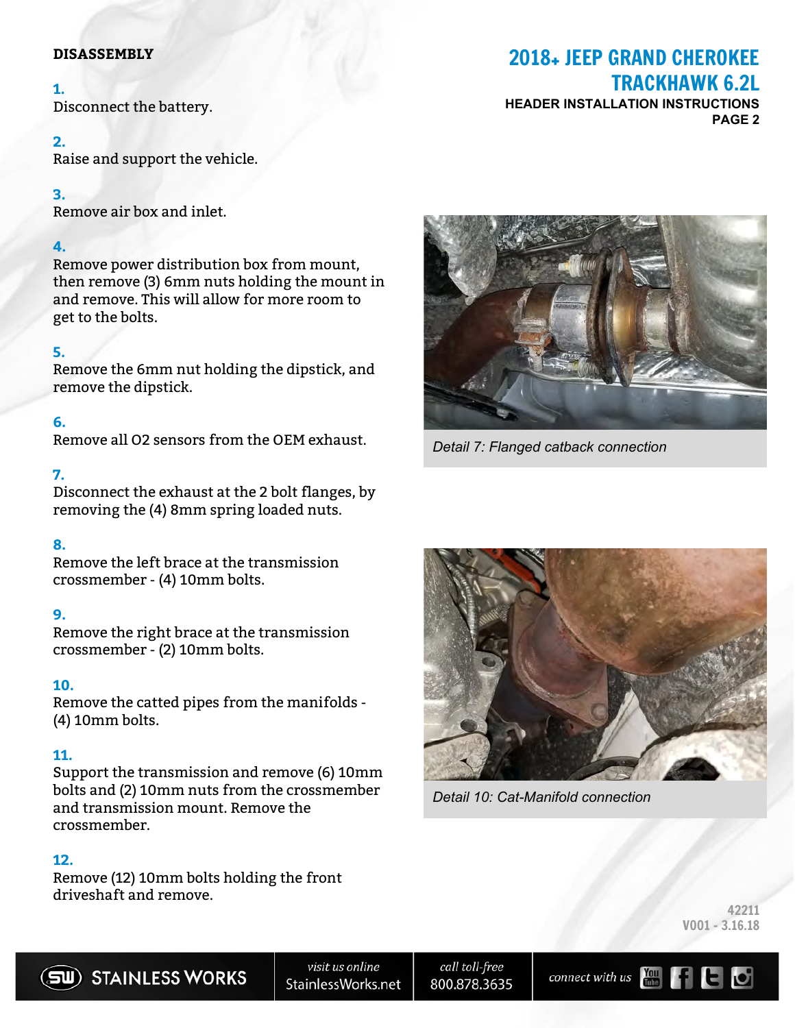# DISASSEMBLY

**1.**
Disconnect the battery.

**2.**
Raise and support the vehicle.

**3.**
Remove air box and inlet.

**4.**
Remove power distribution box from mount, then remove (3) 6mm nuts holding the mount in and remove. This will allow for more room to get to the bolts.

**5.**
Remove the 6mm nut holding the dipstick, and remove the dipstick.

**6.**
Remove all O2 sensors from the OEM exhaust.

**7.**
Disconnect the exhaust at the 2 bolt flanges, by removing the (4) 8mm spring loaded nuts.

*Detail 7: Flanged catback connection*

**8.**
Remove the left brace at the transmission crossmember - (4) 10mm bolts.

**9.**
Remove the right brace at the transmission crossmember - (2) 10mm bolts.

**10.**
Remove the catted pipes from the manifolds - (4) 10mm bolts.

*Detail 10: Cat-Manifold connection*

**11.**
Support the transmission and remove (6) 10mm bolts and (2) 10mm nuts from the crossmember and transmission mount. Remove the crossmember.

**12.**
Remove (12) 10mm bolts holding the front driveshaft and remove.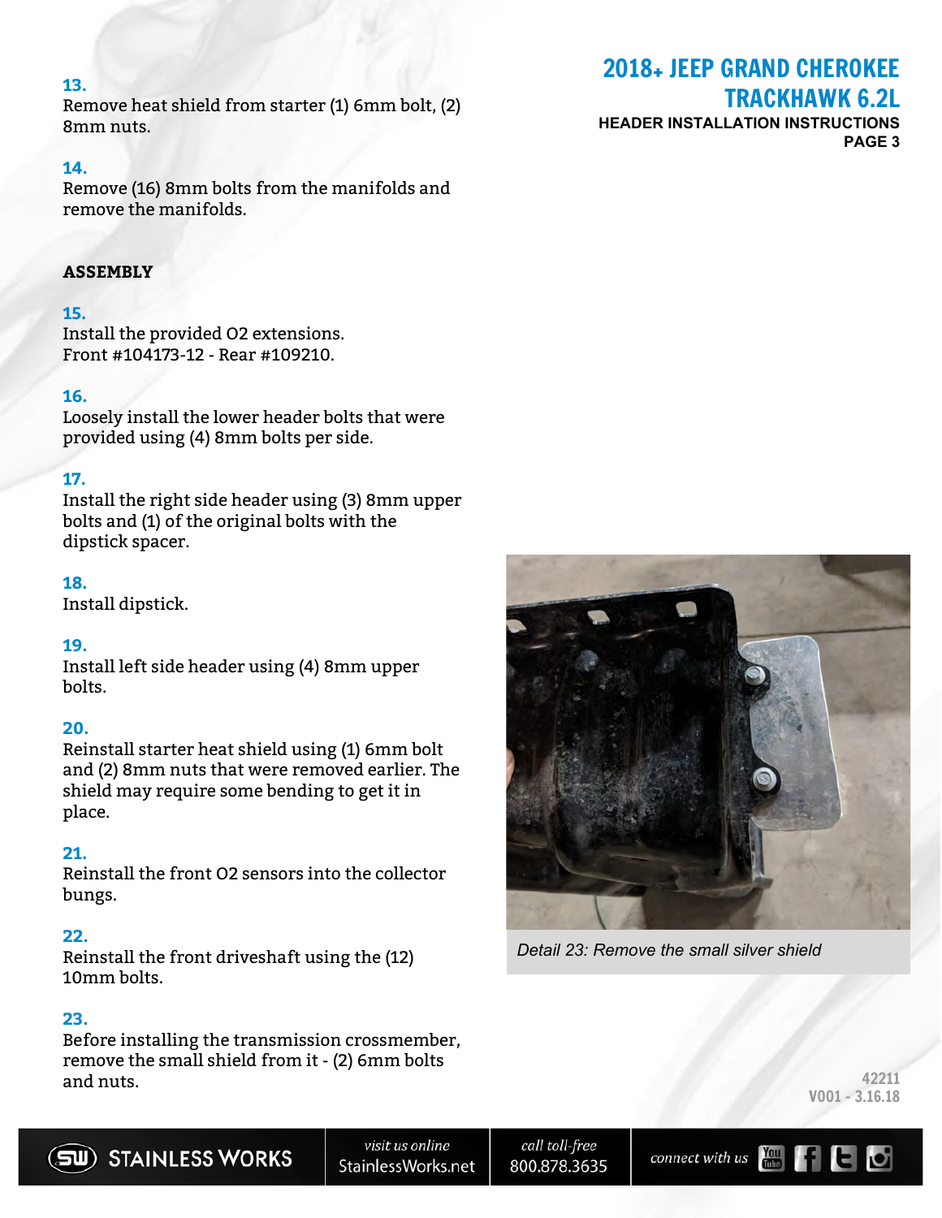**13.**
Remove heat shield from starter (1) 6mm bolt, (2) 8mm nuts.

**14.**
Remove (16) 8mm bolts from the manifolds and remove the manifolds.

## ASSEMBLY

**15.**
Install the provided O2 extensions.
Front #104173-12 - Rear #109210.

**16.**
Loosely install the lower header bolts that were provided using (4) 8mm bolts per side.

**17.**
Install the right side header using (3) 8mm upper bolts and (1) of the original bolts with the dipstick spacer.

**18.**
Install dipstick.

**19.**
Install left side header using (4) 8mm upper bolts.

**20.**
Reinstall starter heat shield using (1) 6mm bolt and (2) 8mm nuts that were removed earlier. The shield may require some bending to get it in place.

**21.**
Reinstall the front O2 sensors into the collector bungs.

**22.**
Reinstall the front driveshaft using the (12) 10mm bolts.

**23.**
Before installing the transmission crossmember, remove the small shield from it - (2) 6mm bolts and nuts.

*Detail 23: Remove the small silver shield*

42211
V001 - 3.16.18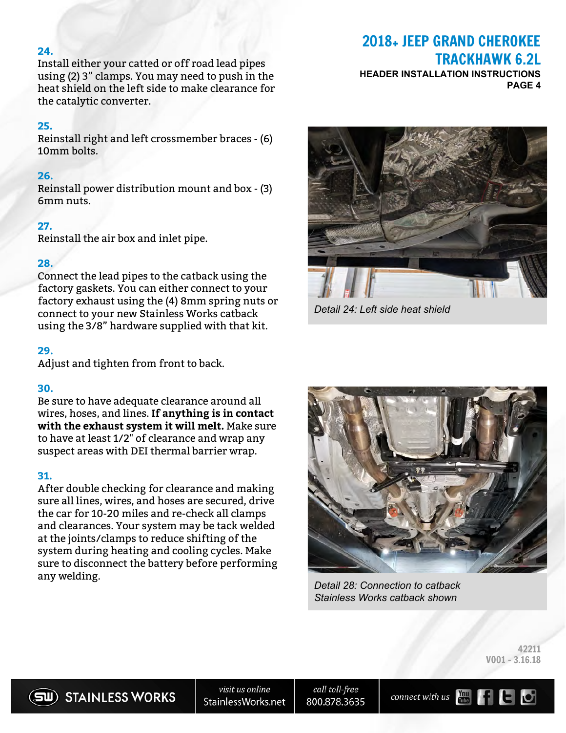**24.**
Install either your catted or off road lead pipes using (2) 3" clamps. You may need to push in the heat shield on the left side to make clearance for the catalytic converter.

*Detail 24: Left side heat shield*

**25.**
Reinstall right and left crossmember braces - (6) 10mm bolts.

**26.**
Reinstall power distribution mount and box - (3) 6mm nuts.

**27.**
Reinstall the air box and inlet pipe.

**28.**
Connect the lead pipes to the catback using the factory gaskets. You can either connect to your factory exhaust using the (4) 8mm spring nuts or connect to your new Stainless Works catback using the 3/8" hardware supplied with that kit.

*Detail 28: Connection to catback*
*Stainless Works catback shown*

**29.**
Adjust and tighten from front to back.

**30.**
Be sure to have adequate clearance around all wires, hoses, and lines. **If anything is in contact with the exhaust system it will melt.** Make sure to have at least 1/2" of clearance and wrap any suspect areas with DEI thermal barrier wrap.

**31.**
After double checking for clearance and making sure all lines, wires, and hoses are secured, drive the car for 10-20 miles and re-check all clamps and clearances. Your system may be tack welded at the joints/clamps to reduce shifting of the system during heating and cooling cycles. Make sure to disconnect the battery before performing any welding.

42211
V001 - 3.16.18